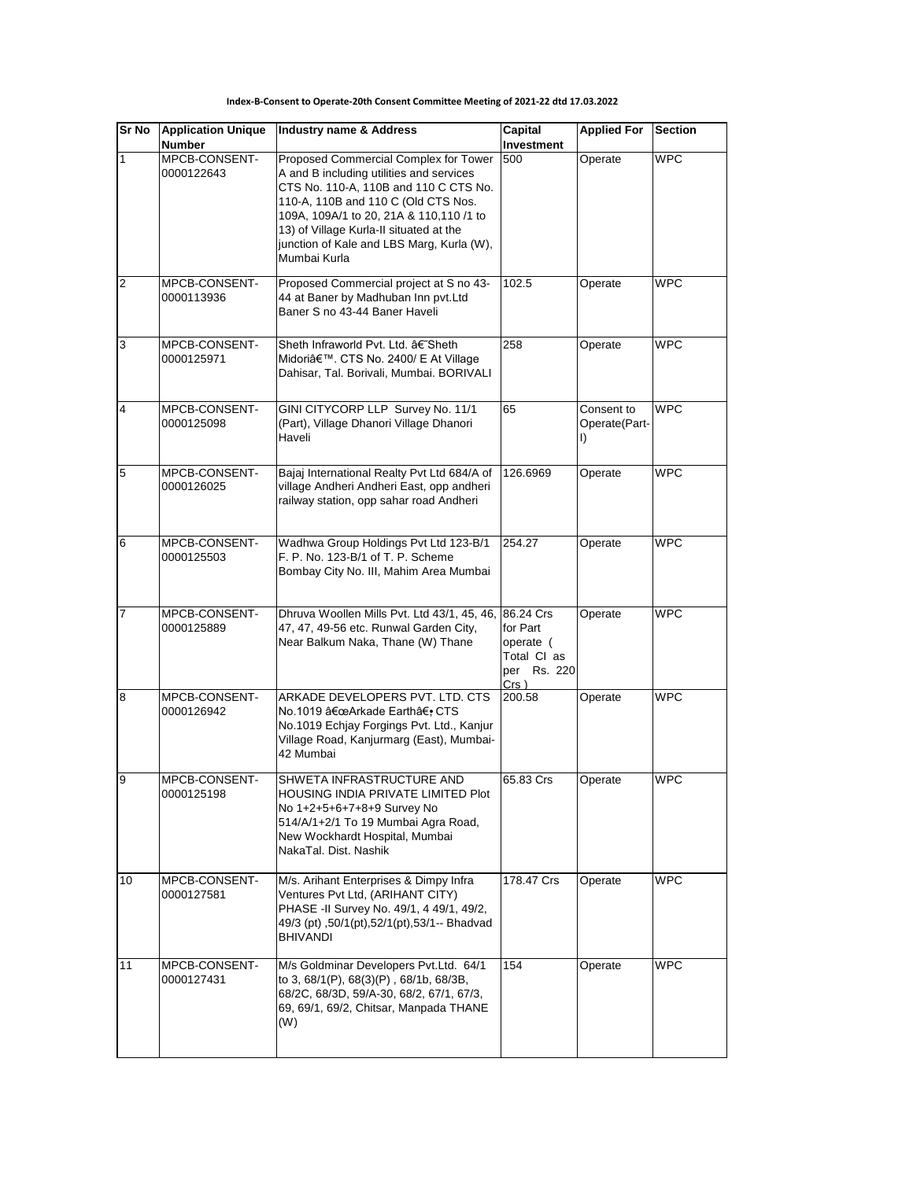**Index-B-Consent to Operate-20th Consent Committee Meeting of 2021-22 dtd 17.03.2022**

| Sr No | Application Unique Number | Industry name & Address | Capital Investment | Applied For | Section |
|---|---|---|---|---|---|
| 1 | MPCB-CONSENT-0000122643 | Proposed Commercial Complex for Tower A and B including utilities and services CTS No. 110-A, 110B and 110 C CTS No. 110-A, 110B and 110 C (Old CTS Nos. 109A, 109A/1 to 20, 21A & 110,110 /1 to 13) of Village Kurla-II situated at the junction of Kale and LBS Marg, Kurla (W), Mumbai Kurla | 500 | Operate | WPC |
| 2 | MPCB-CONSENT-0000113936 | Proposed Commercial project at S no 43-44 at Baner by Madhuban Inn pvt.Ltd Baner S no 43-44 Baner Haveli | 102.5 | Operate | WPC |
| 3 | MPCB-CONSENT-0000125971 | Sheth Infraworld Pvt. Ltd. â€˜Sheth Midoriâ€™. CTS No. 2400/ E At Village Dahisar, Tal. Borivali, Mumbai. BORIVALI | 258 | Operate | WPC |
| 4 | MPCB-CONSENT-0000125098 | GINI CITYCORP LLP Survey No. 11/1 (Part), Village Dhanori Village Dhanori Haveli | 65 | Consent to Operate(Part-I) | WPC |
| 5 | MPCB-CONSENT-0000126025 | Bajaj International Realty Pvt Ltd 684/A of village Andheri Andheri East, opp andheri railway station, opp sahar road Andheri | 126.6969 | Operate | WPC |
| 6 | MPCB-CONSENT-0000125503 | Wadhwa Group Holdings Pvt Ltd 123-B/1 F. P. No. 123-B/1 of T. P. Scheme Bombay City No. III, Mahim Area Mumbai | 254.27 | Operate | WPC |
| 7 | MPCB-CONSENT-0000125889 | Dhruva Woollen Mills Pvt. Ltd 43/1, 45, 46, 47, 47, 49-56 etc. Runwal Garden City, Near Balkum Naka, Thane (W) Thane | 86.24 Crs for Part operate ( Total CI as per Rs. 220 Crs ) | Operate | WPC |
| 8 | MPCB-CONSENT-0000126942 | ARKADE DEVELOPERS PVT. LTD. CTS No.1019 â€œArkade Earthâ€� CTS No.1019 Echjay Forgings Pvt. Ltd., Kanjur Village Road, Kanjurmarg (East), Mumbai-42 Mumbai | 200.58 | Operate | WPC |
| 9 | MPCB-CONSENT-0000125198 | SHWETA INFRASTRUCTURE AND HOUSING INDIA PRIVATE LIMITED Plot No 1+2+5+6+7+8+9 Survey No 514/A/1+2/1 To 19 Mumbai Agra Road, New Wockhardt Hospital, Mumbai NakaTal. Dist. Nashik | 65.83 Crs | Operate | WPC |
| 10 | MPCB-CONSENT-0000127581 | M/s. Arihant Enterprises & Dimpy Infra Ventures Pvt Ltd, (ARIHANT CITY) PHASE -II Survey No. 49/1, 4 49/1, 49/2, 49/3 (pt) ,50/1(pt),52/1(pt),53/1-- Bhadvad BHIVANDI | 178.47 Crs | Operate | WPC |
| 11 | MPCB-CONSENT-0000127431 | M/s Goldminar Developers Pvt.Ltd. 64/1 to 3, 68/1(P), 68(3)(P) , 68/1b, 68/3B, 68/2C, 68/3D, 59/A-30, 68/2, 67/1, 67/3, 69, 69/1, 69/2, Chitsar, Manpada THANE (W) | 154 | Operate | WPC |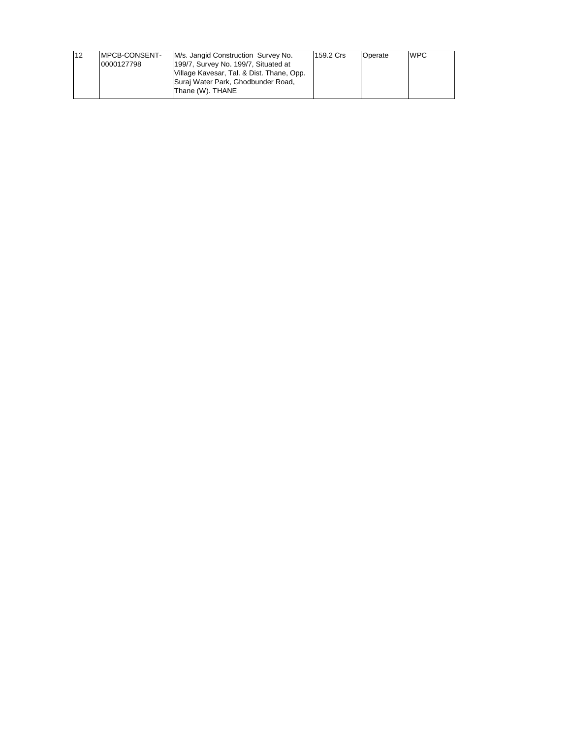| | | | | | |
|---|---|---|---|---|---|
| 12 | MPCB-CONSENT-0000127798 | M/s. Jangid Construction Survey No. 199/7, Survey No. 199/7, Situated at Village Kavesar, Tal. & Dist. Thane, Opp. Suraj Water Park, Ghodbunder Road, Thane (W). THANE | 159.2 Crs | Operate | WPC |